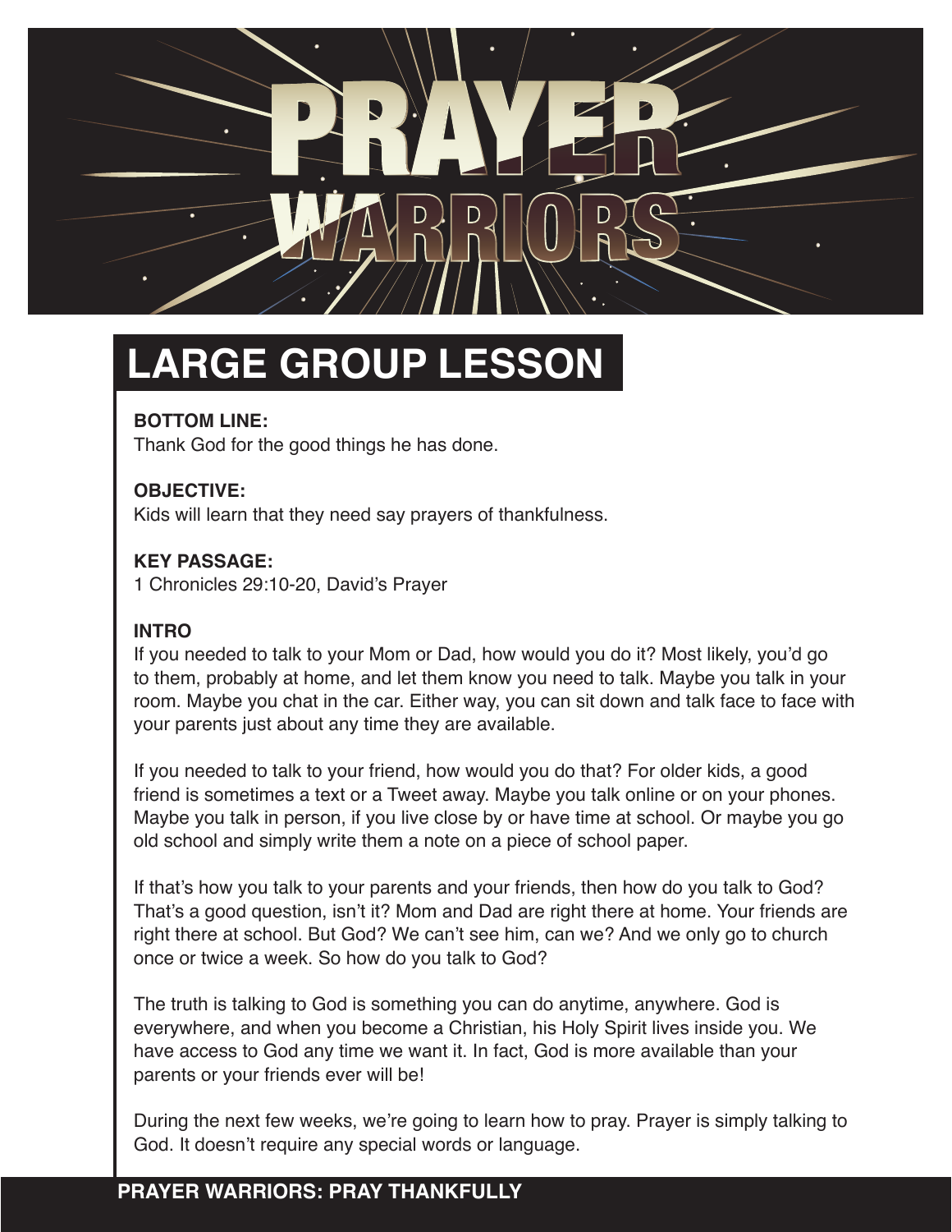# PRAYER WARRIORS

## LARGE GROUP LESSON

**BOTTOM LINE:**
Thank God for the good things he has done.

**OBJECTIVE:**
Kids will learn that they need say prayers of thankfulness.

**KEY PASSAGE:**
1 Chronicles 29:10-20, David's Prayer

**INTRO**
If you needed to talk to your Mom or Dad, how would you do it? Most likely, you'd go to them, probably at home, and let them know you need to talk. Maybe you talk in your room. Maybe you chat in the car. Either way, you can sit down and talk face to face with your parents just about any time they are available.

If you needed to talk to your friend, how would you do that? For older kids, a good friend is sometimes a text or a Tweet away. Maybe you talk online or on your phones. Maybe you talk in person, if you live close by or have time at school. Or maybe you go old school and simply write them a note on a piece of school paper.

If that's how you talk to your parents and your friends, then how do you talk to God? That's a good question, isn't it? Mom and Dad are right there at home. Your friends are right there at school. But God? We can't see him, can we? And we only go to church once or twice a week. So how do you talk to God?

The truth is talking to God is something you can do anytime, anywhere. God is everywhere, and when you become a Christian, his Holy Spirit lives inside you. We have access to God any time we want it. In fact, God is more available than your parents or your friends ever will be!

During the next few weeks, we're going to learn how to pray. Prayer is simply talking to God. It doesn't require any special words or language.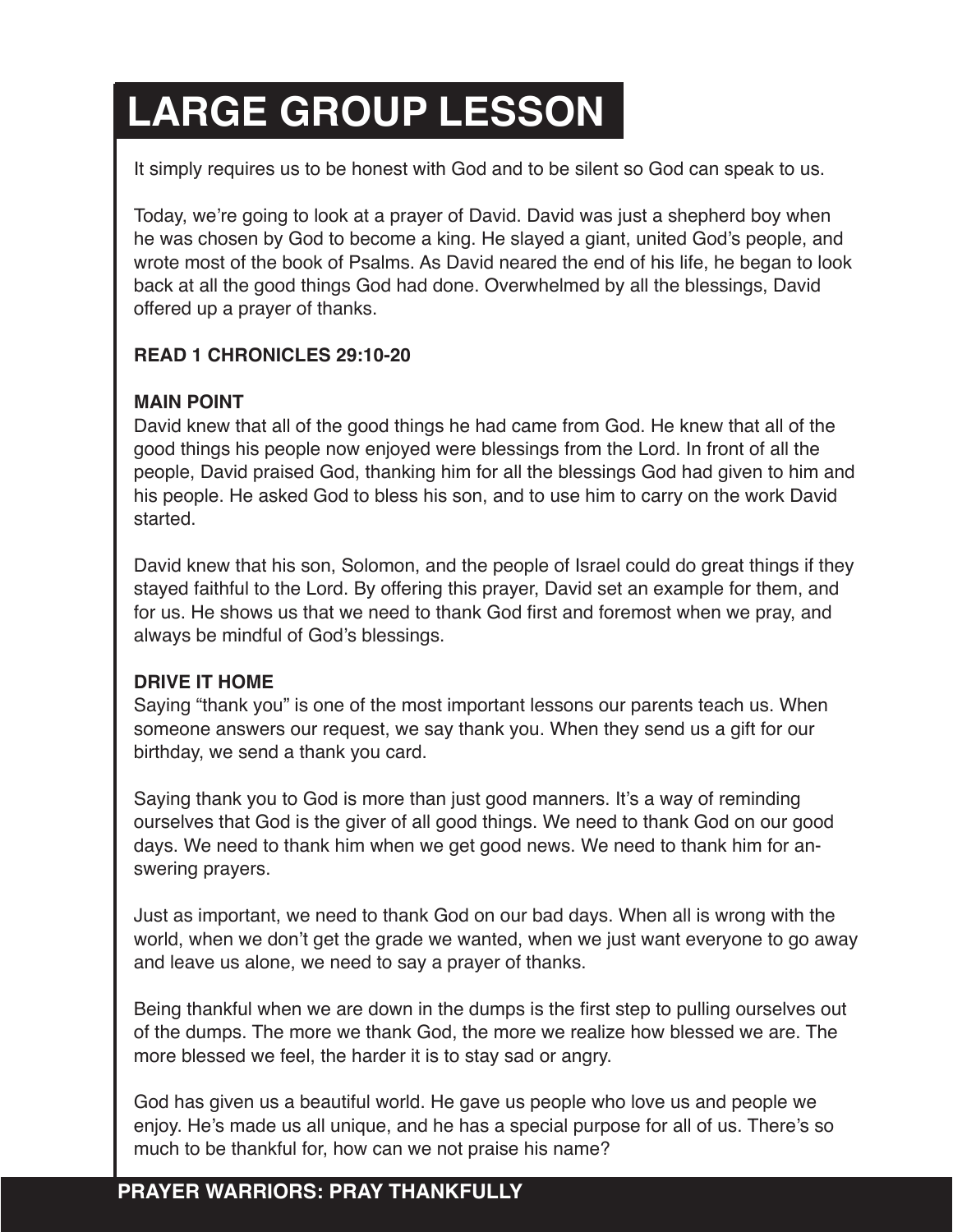# LARGE GROUP LESSON

It simply requires us to be honest with God and to be silent so God can speak to us.

Today, we're going to look at a prayer of David. David was just a shepherd boy when he was chosen by God to become a king. He slayed a giant, united God's people, and wrote most of the book of Psalms. As David neared the end of his life, he began to look back at all the good things God had done. Overwhelmed by all the blessings, David offered up a prayer of thanks.

**READ 1 CHRONICLES 29:10-20**

**MAIN POINT**

David knew that all of the good things he had came from God. He knew that all of the good things his people now enjoyed were blessings from the Lord. In front of all the people, David praised God, thanking him for all the blessings God had given to him and his people. He asked God to bless his son, and to use him to carry on the work David started.

David knew that his son, Solomon, and the people of Israel could do great things if they stayed faithful to the Lord. By offering this prayer, David set an example for them, and for us. He shows us that we need to thank God first and foremost when we pray, and always be mindful of God's blessings.

**DRIVE IT HOME**

Saying "thank you" is one of the most important lessons our parents teach us. When someone answers our request, we say thank you. When they send us a gift for our birthday, we send a thank you card.

Saying thank you to God is more than just good manners. It's a way of reminding ourselves that God is the giver of all good things. We need to thank God on our good days. We need to thank him when we get good news. We need to thank him for answering prayers.

Just as important, we need to thank God on our bad days. When all is wrong with the world, when we don't get the grade we wanted, when we just want everyone to go away and leave us alone, we need to say a prayer of thanks.

Being thankful when we are down in the dumps is the first step to pulling ourselves out of the dumps. The more we thank God, the more we realize how blessed we are. The more blessed we feel, the harder it is to stay sad or angry.

God has given us a beautiful world. He gave us people who love us and people we enjoy. He's made us all unique, and he has a special purpose for all of us. There's so much to be thankful for, how can we not praise his name?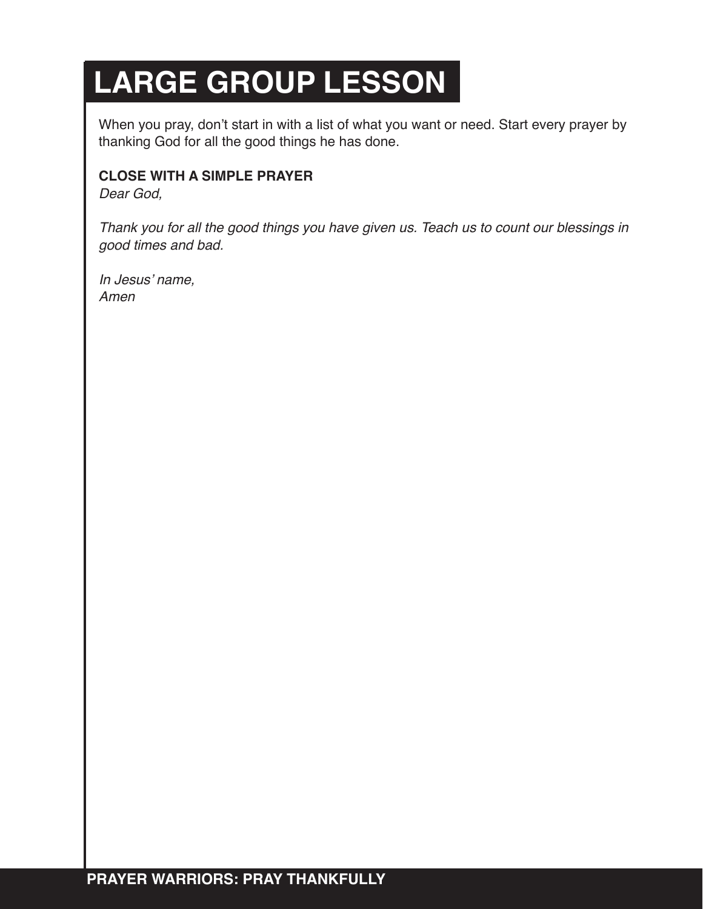# LARGE GROUP LESSON

When you pray, don't start in with a list of what you want or need. Start every prayer by thanking God for all the good things he has done.

**CLOSE WITH A SIMPLE PRAYER**

*Dear God,*

*Thank you for all the good things you have given us. Teach us to count our blessings in good times and bad.*

*In Jesus' name,*
*Amen*